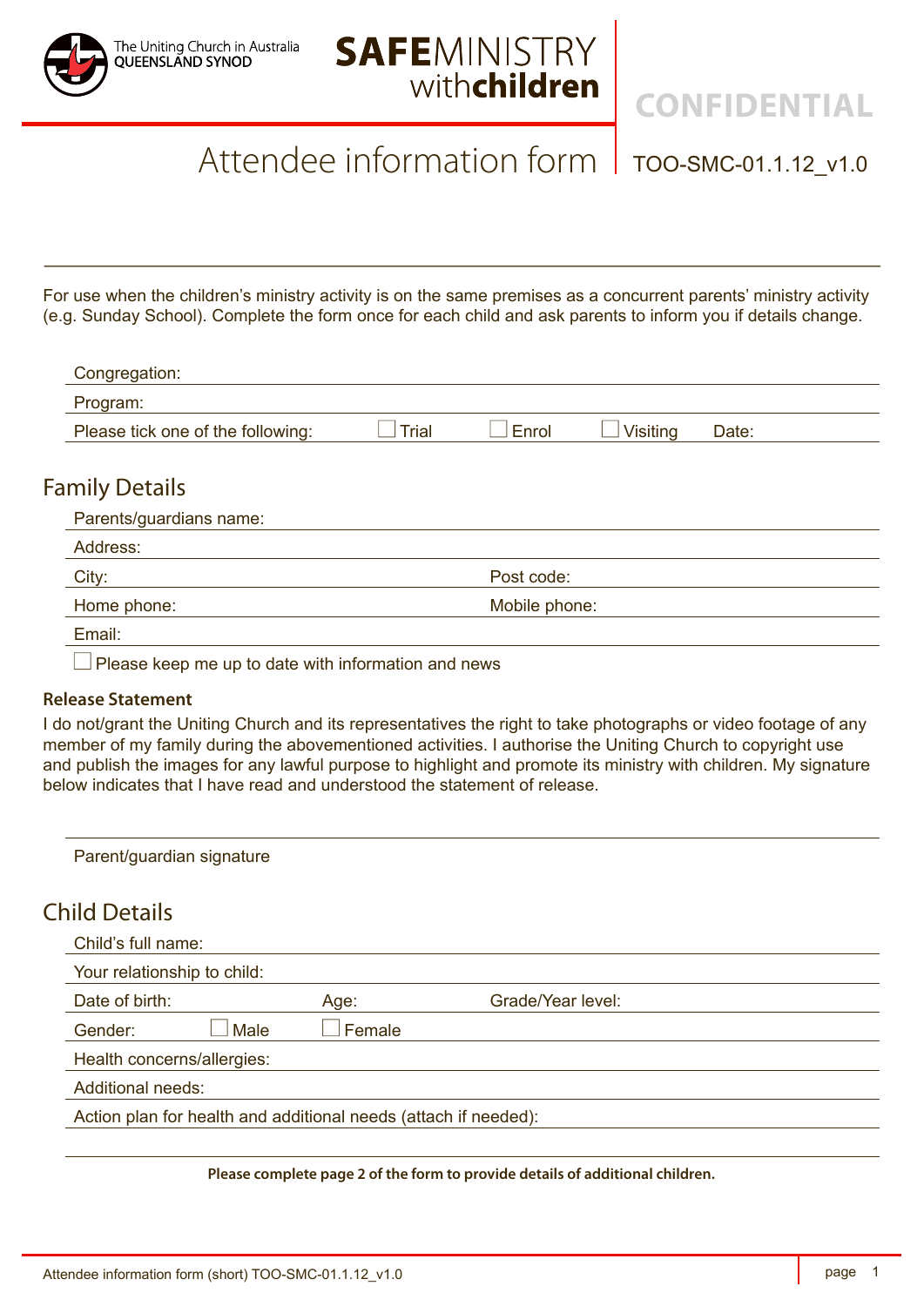The Uniting Church in Australia
QUEENSLAND SYNOD

**SAFE**MINISTRY with**children**

**CONFIDENTIAL**

# Attendee information form

TOO-SMC-01.1.12_v1.0

For use when the children's ministry activity is on the same premises as a concurrent parents' ministry activity (e.g. Sunday School). Complete the form once for each child and ask parents to inform you if details change.

Congregation:

Program:

Please tick one of the following: ☐ Trial ☐ Enrol ☐ Visiting Date:

## Family Details

Parents/guardians name:

Address:

City: Post code:

Home phone: Mobile phone:

Email:

☐ Please keep me up to date with information and news

### Release Statement

I do not/grant the Uniting Church and its representatives the right to take photographs or video footage of any member of my family during the abovementioned activities. I authorise the Uniting Church to copyright use and publish the images for any lawful purpose to highlight and promote its ministry with children. My signature below indicates that I have read and understood the statement of release.

Parent/guardian signature

## Child Details

Child's full name:

Your relationship to child:

Date of birth: Age: Grade/Year level:

Gender: ☐ Male ☐ Female

Health concerns/allergies:

Additional needs:

Action plan for health and additional needs (attach if needed):

**Please complete page 2 of the form to provide details of additional children.**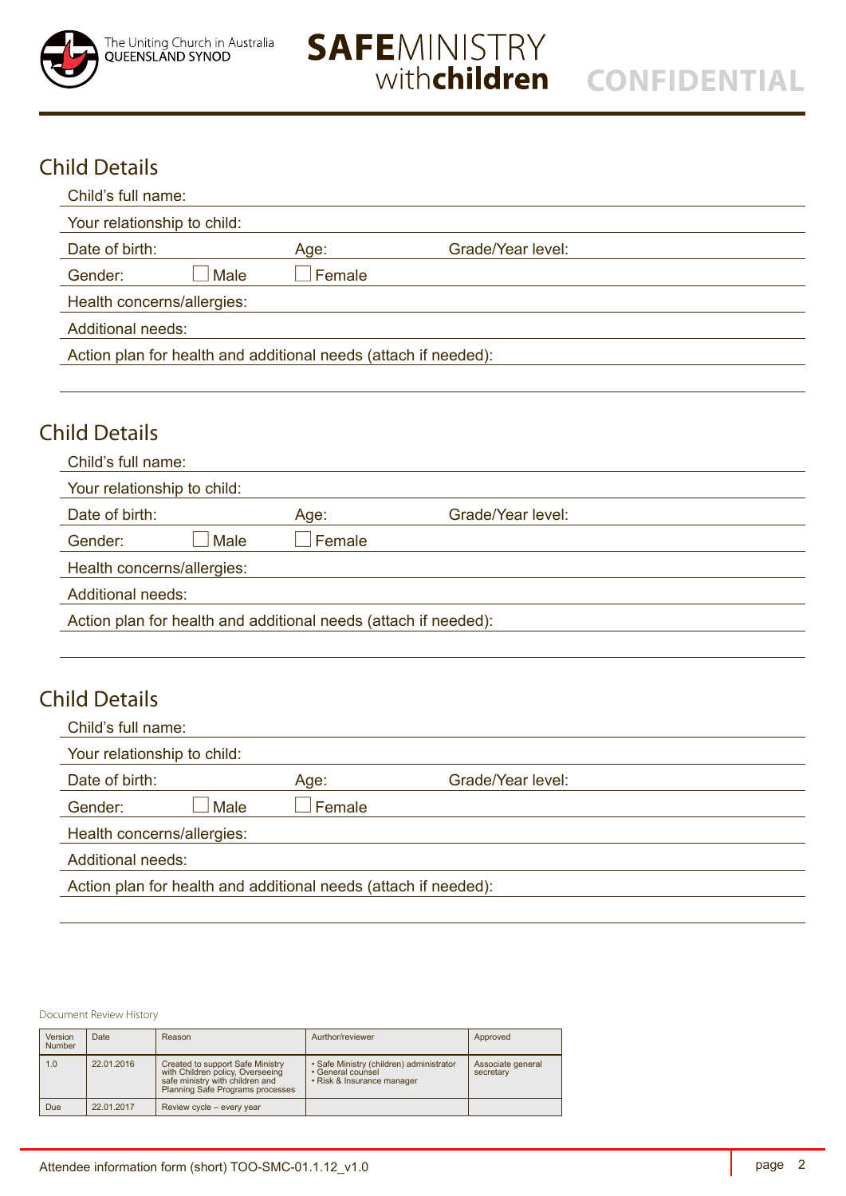## Child Details

Child's full name:

Your relationship to child:

Date of birth: Age: Grade/Year level:

Gender: ☐ Male ☐ Female

Health concerns/allergies:

Additional needs:

Action plan for health and additional needs (attach if needed):

## Child Details

Child's full name:

Your relationship to child:

Date of birth: Age: Grade/Year level:

Gender: ☐ Male ☐ Female

Health concerns/allergies:

Additional needs:

Action plan for health and additional needs (attach if needed):

## Child Details

Child's full name:

Your relationship to child:

Date of birth: Age: Grade/Year level:

Gender: ☐ Male ☐ Female

Health concerns/allergies:

Additional needs:

Action plan for health and additional needs (attach if needed):

Document Review History

| Version Number | Date | Reason | Author/reviewer | Approved |
|---|---|---|---|---|
| 1.0 | 22.01.2016 | Created to support Safe Ministry with Children policy, Overseeing safe ministry with children and Planning Safe Programs processes | • Safe Ministry (children) administrator<br>• General counsel<br>• Risk & Insurance manager | Associate general secretary |
| Due | 22.01.2017 | Review cycle – every year | | |

Attendee information form (short) TOO-SMC-01.1.12_v1.0